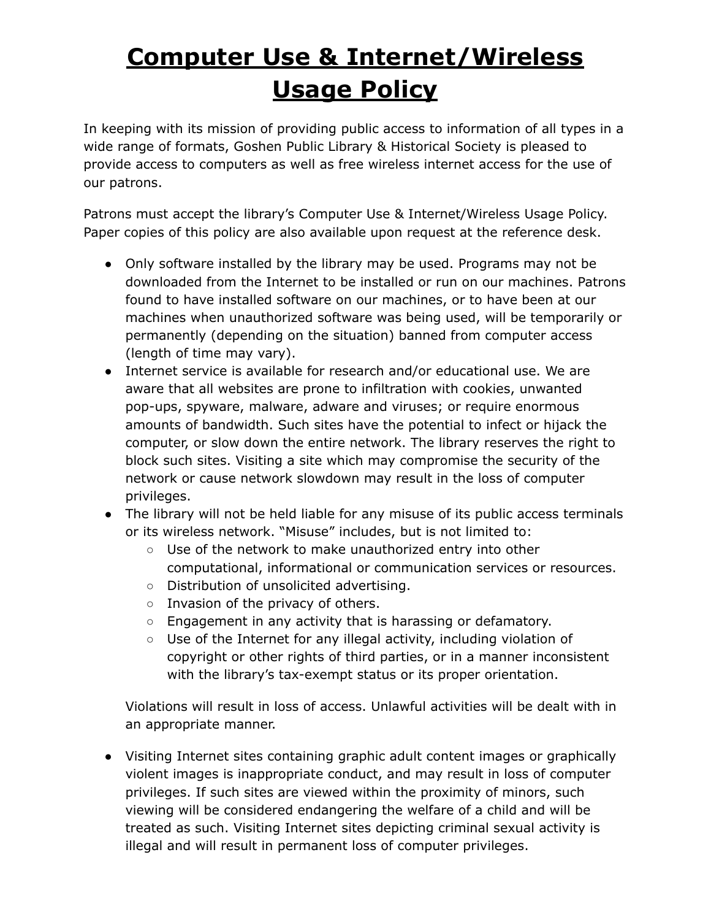# Computer Use & Internet/Wireless Usage Policy

In keeping with its mission of providing public access to information of all types in a wide range of formats, Goshen Public Library & Historical Society is pleased to provide access to computers as well as free wireless internet access for the use of our patrons.

Patrons must accept the library's Computer Use & Internet/Wireless Usage Policy. Paper copies of this policy are also available upon request at the reference desk.

- Only software installed by the library may be used. Programs may not be downloaded from the Internet to be installed or run on our machines. Patrons found to have installed software on our machines, or to have been at our machines when unauthorized software was being used, will be temporarily or permanently (depending on the situation) banned from computer access (length of time may vary).
- Internet service is available for research and/or educational use. We are aware that all websites are prone to infiltration with cookies, unwanted pop-ups, spyware, malware, adware and viruses; or require enormous amounts of bandwidth. Such sites have the potential to infect or hijack the computer, or slow down the entire network. The library reserves the right to block such sites. Visiting a site which may compromise the security of the network or cause network slowdown may result in the loss of computer privileges.
- The library will not be held liable for any misuse of its public access terminals or its wireless network. "Misuse" includes, but is not limited to:
  - Use of the network to make unauthorized entry into other computational, informational or communication services or resources.
  - Distribution of unsolicited advertising.
  - Invasion of the privacy of others.
  - Engagement in any activity that is harassing or defamatory.
  - Use of the Internet for any illegal activity, including violation of copyright or other rights of third parties, or in a manner inconsistent with the library's tax-exempt status or its proper orientation.

  Violations will result in loss of access. Unlawful activities will be dealt with in an appropriate manner.

- Visiting Internet sites containing graphic adult content images or graphically violent images is inappropriate conduct, and may result in loss of computer privileges. If such sites are viewed within the proximity of minors, such viewing will be considered endangering the welfare of a child and will be treated as such. Visiting Internet sites depicting criminal sexual activity is illegal and will result in permanent loss of computer privileges.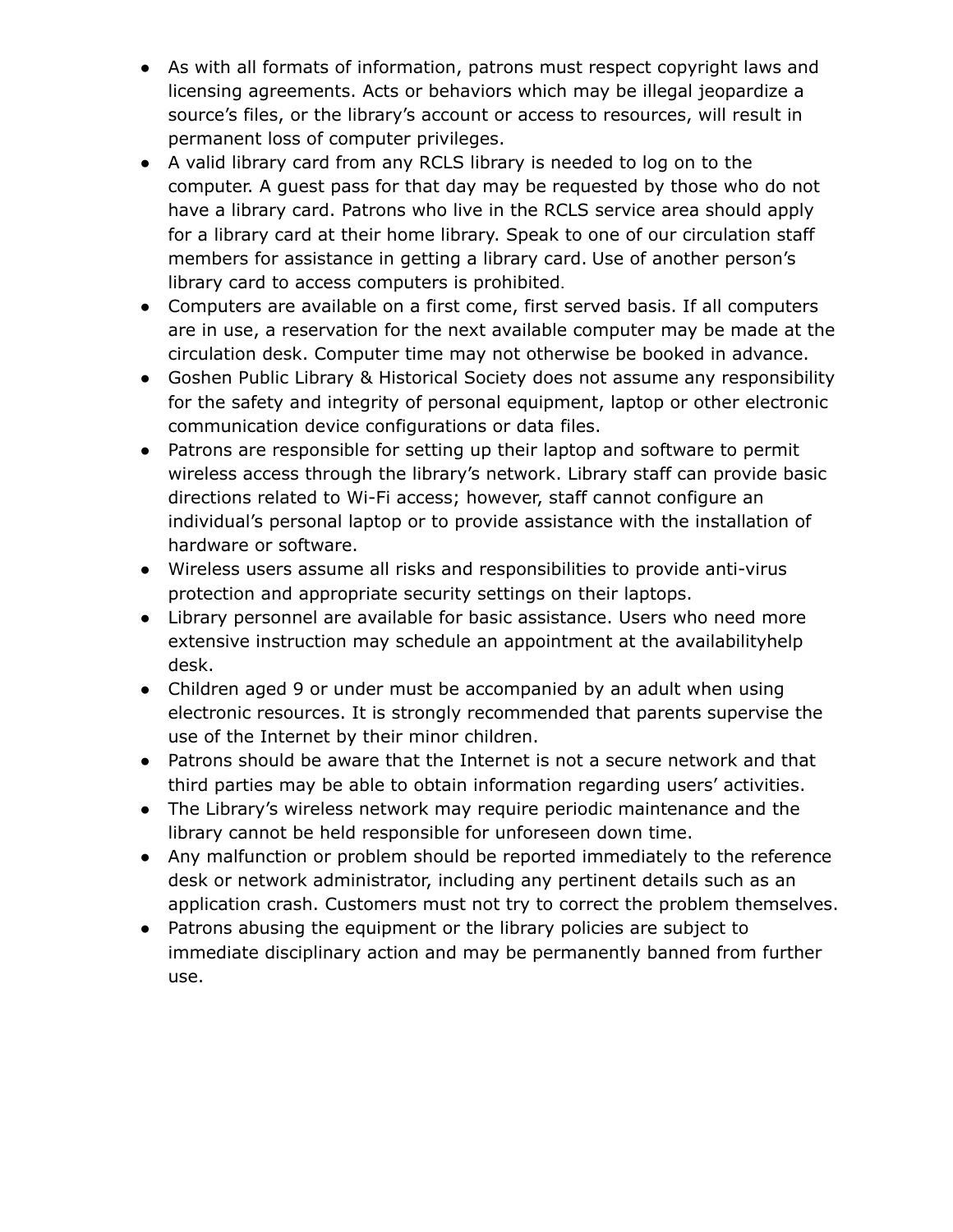- As with all formats of information, patrons must respect copyright laws and licensing agreements. Acts or behaviors which may be illegal jeopardize a source's files, or the library's account or access to resources, will result in permanent loss of computer privileges.
- A valid library card from any RCLS library is needed to log on to the computer. A guest pass for that day may be requested by those who do not have a library card. Patrons who live in the RCLS service area should apply for a library card at their home library. Speak to one of our circulation staff members for assistance in getting a library card. Use of another person's library card to access computers is prohibited.
- Computers are available on a first come, first served basis. If all computers are in use, a reservation for the next available computer may be made at the circulation desk. Computer time may not otherwise be booked in advance.
- Goshen Public Library & Historical Society does not assume any responsibility for the safety and integrity of personal equipment, laptop or other electronic communication device configurations or data files.
- Patrons are responsible for setting up their laptop and software to permit wireless access through the library's network. Library staff can provide basic directions related to Wi-Fi access; however, staff cannot configure an individual's personal laptop or to provide assistance with the installation of hardware or software.
- Wireless users assume all risks and responsibilities to provide anti-virus protection and appropriate security settings on their laptops.
- Library personnel are available for basic assistance. Users who need more extensive instruction may schedule an appointment at the availabilityhelp desk.
- Children aged 9 or under must be accompanied by an adult when using electronic resources. It is strongly recommended that parents supervise the use of the Internet by their minor children.
- Patrons should be aware that the Internet is not a secure network and that third parties may be able to obtain information regarding users' activities.
- The Library's wireless network may require periodic maintenance and the library cannot be held responsible for unforeseen down time.
- Any malfunction or problem should be reported immediately to the reference desk or network administrator, including any pertinent details such as an application crash. Customers must not try to correct the problem themselves.
- Patrons abusing the equipment or the library policies are subject to immediate disciplinary action and may be permanently banned from further use.